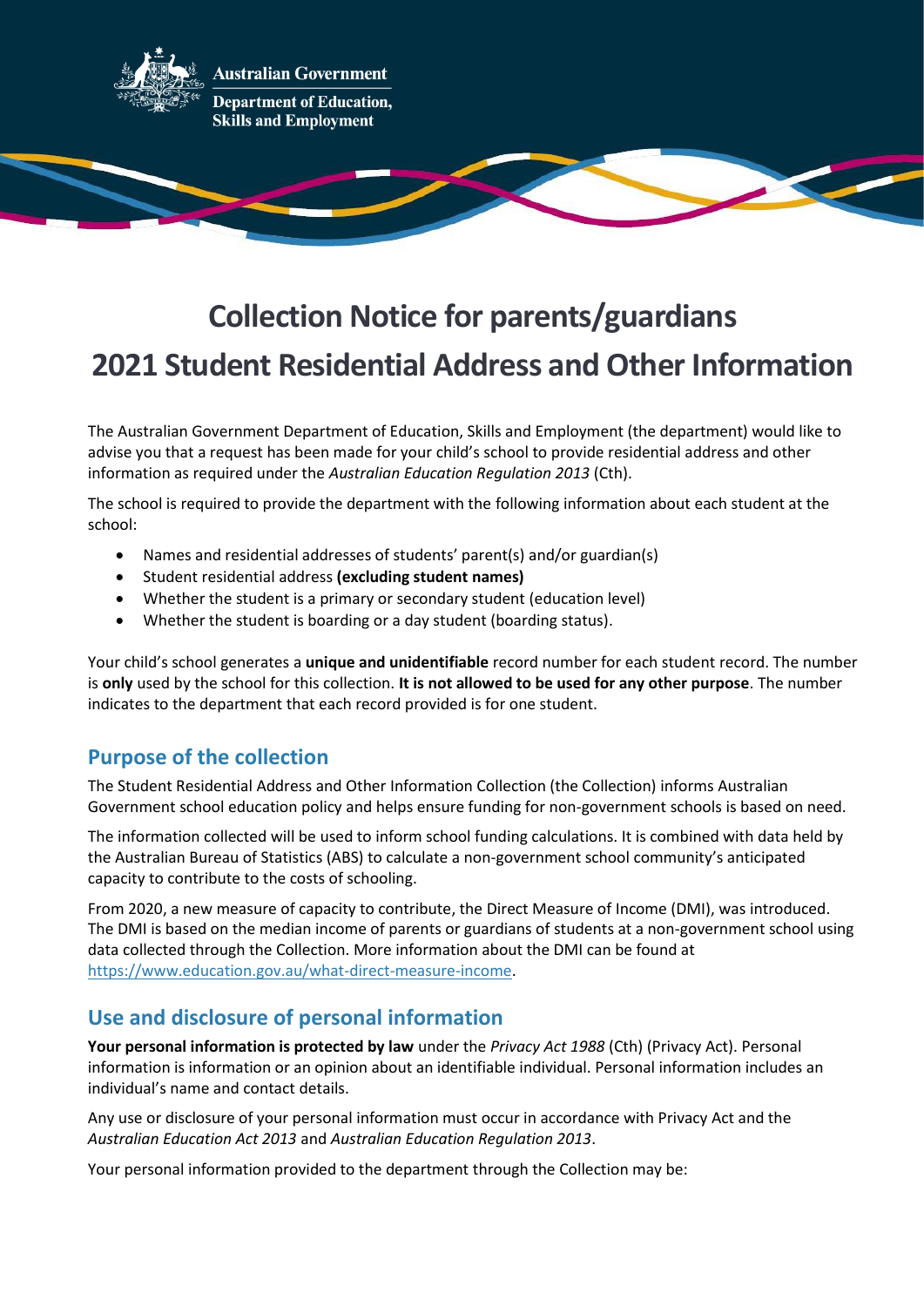Australian Government

Department of Education, Skills and Employment

# Collection Notice for parents/guardians

# 2021 Student Residential Address and Other Information

The Australian Government Department of Education, Skills and Employment (the department) would like to advise you that a request has been made for your child's school to provide residential address and other information as required under the *Australian Education Regulation 2013* (Cth).

The school is required to provide the department with the following information about each student at the school:

- Names and residential addresses of students' parent(s) and/or guardian(s)
- Student residential address **(excluding student names)**
- Whether the student is a primary or secondary student (education level)
- Whether the student is boarding or a day student (boarding status).

Your child's school generates a **unique and unidentifiable** record number for each student record. The number is **only** used by the school for this collection. **It is not allowed to be used for any other purpose**. The number indicates to the department that each record provided is for one student.

## Purpose of the collection

The Student Residential Address and Other Information Collection (the Collection) informs Australian Government school education policy and helps ensure funding for non-government schools is based on need.

The information collected will be used to inform school funding calculations. It is combined with data held by the Australian Bureau of Statistics (ABS) to calculate a non-government school community's anticipated capacity to contribute to the costs of schooling.

From 2020, a new measure of capacity to contribute, the Direct Measure of Income (DMI), was introduced. The DMI is based on the median income of parents or guardians of students at a non-government school using data collected through the Collection. More information about the DMI can be found at https://www.education.gov.au/what-direct-measure-income.

## Use and disclosure of personal information

**Your personal information is protected by law** under the *Privacy Act 1988* (Cth) (Privacy Act). Personal information is information or an opinion about an identifiable individual. Personal information includes an individual's name and contact details.

Any use or disclosure of your personal information must occur in accordance with Privacy Act and the *Australian Education Act 2013* and *Australian Education Regulation 2013*.

Your personal information provided to the department through the Collection may be: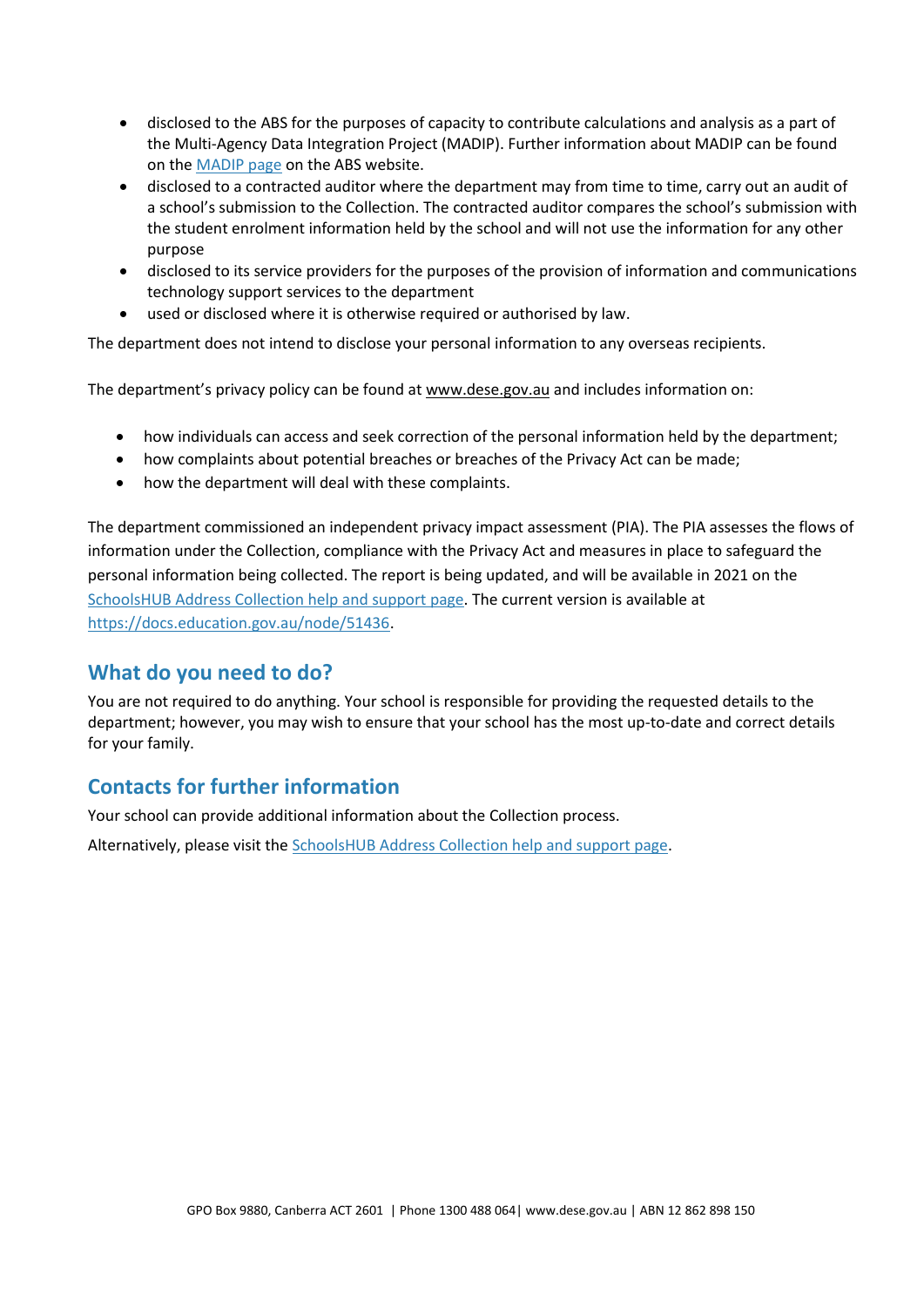- disclosed to the ABS for the purposes of capacity to contribute calculations and analysis as a part of the Multi-Agency Data Integration Project (MADIP). Further information about MADIP can be found on the MADIP page on the ABS website.
- disclosed to a contracted auditor where the department may from time to time, carry out an audit of a school's submission to the Collection. The contracted auditor compares the school's submission with the student enrolment information held by the school and will not use the information for any other purpose
- disclosed to its service providers for the purposes of the provision of information and communications technology support services to the department
- used or disclosed where it is otherwise required or authorised by law.

The department does not intend to disclose your personal information to any overseas recipients.

The department's privacy policy can be found at www.dese.gov.au and includes information on:

- how individuals can access and seek correction of the personal information held by the department;
- how complaints about potential breaches or breaches of the Privacy Act can be made;
- how the department will deal with these complaints.

The department commissioned an independent privacy impact assessment (PIA). The PIA assesses the flows of information under the Collection, compliance with the Privacy Act and measures in place to safeguard the personal information being collected. The report is being updated, and will be available in 2021 on the SchoolsHUB Address Collection help and support page. The current version is available at https://docs.education.gov.au/node/51436.

## What do you need to do?

You are not required to do anything. Your school is responsible for providing the requested details to the department; however, you may wish to ensure that your school has the most up-to-date and correct details for your family.

## Contacts for further information

Your school can provide additional information about the Collection process.

Alternatively, please visit the SchoolsHUB Address Collection help and support page.